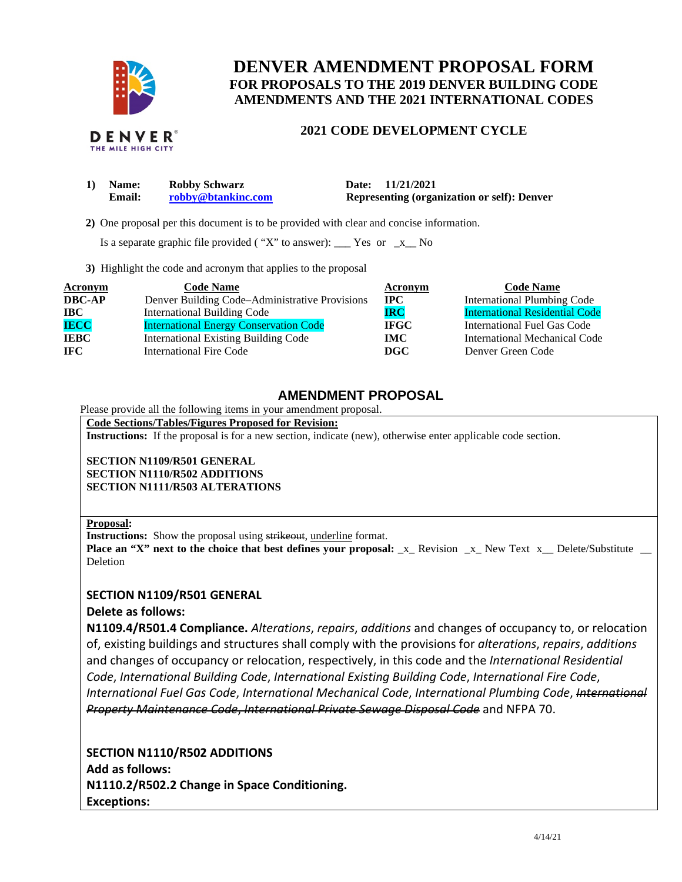# DENVER AMENDMENT PROPOSAL FORM

## FOR PROPOSALS TO THE 2019 DENVER BUILDING CODE AMENDMENTS AND THE 2021 INTERNATIONAL CODES

### 2021 CODE DEVELOPMENT CYCLE

**1) Name:** **Robby Schwarz** **Date:** **11/21/2021**
**Email:** **robby@btankinc.com** **Representing (organization or self): Denver**

**2)** One proposal per this document is to be provided with clear and concise information.

Is a separate graphic file provided ( "X" to answer): ___ Yes or _x__ No

**3)** Highlight the code and acronym that applies to the proposal

| Acronym | Code Name | Acronym | Code Name |
|---|---|---|---|
| **DBC-AP** | Denver Building Code–Administrative Provisions | **IPC** | International Plumbing Code |
| **IBC** | International Building Code | **IRC** | International Residential Code |
| **IECC** | International Energy Conservation Code | **IFGC** | International Fuel Gas Code |
| **IEBC** | International Existing Building Code | **IMC** | International Mechanical Code |
| **IFC** | International Fire Code | **DGC** | Denver Green Code |

## AMENDMENT PROPOSAL

Please provide all the following items in your amendment proposal.

**Code Sections/Tables/Figures Proposed for Revision:**

**Instructions:** If the proposal is for a new section, indicate (new), otherwise enter applicable code section.

**SECTION N1109/R501 GENERAL**
**SECTION N1110/R502 ADDITIONS**
**SECTION N1111/R503 ALTERATIONS**

**Proposal:**

**Instructions:** Show the proposal using ~~strikeout~~, underline format.

**Place an "X" next to the choice that best defines your proposal:** _x_ Revision _x_ New Text x__ Delete/Substitute __ Deletion

**SECTION N1109/R501 GENERAL**

**Delete as follows:**

**N1109.4/R501.4 Compliance.** *Alterations*, *repairs*, *additions* and changes of occupancy to, or relocation of, existing buildings and structures shall comply with the provisions for *alterations*, *repairs*, *additions* and changes of occupancy or relocation, respectively, in this code and the *International Residential Code*, *International Building Code*, *International Existing Building Code*, *International Fire Code*, *International Fuel Gas Code*, *International Mechanical Code*, *International Plumbing Code*, ~~*International Property Maintenance Code*, *International Private Sewage Disposal Code*~~ and NFPA 70.

**SECTION N1110/R502 ADDITIONS**

**Add as follows:**

**N1110.2/R502.2 Change in Space Conditioning.**

**Exceptions:**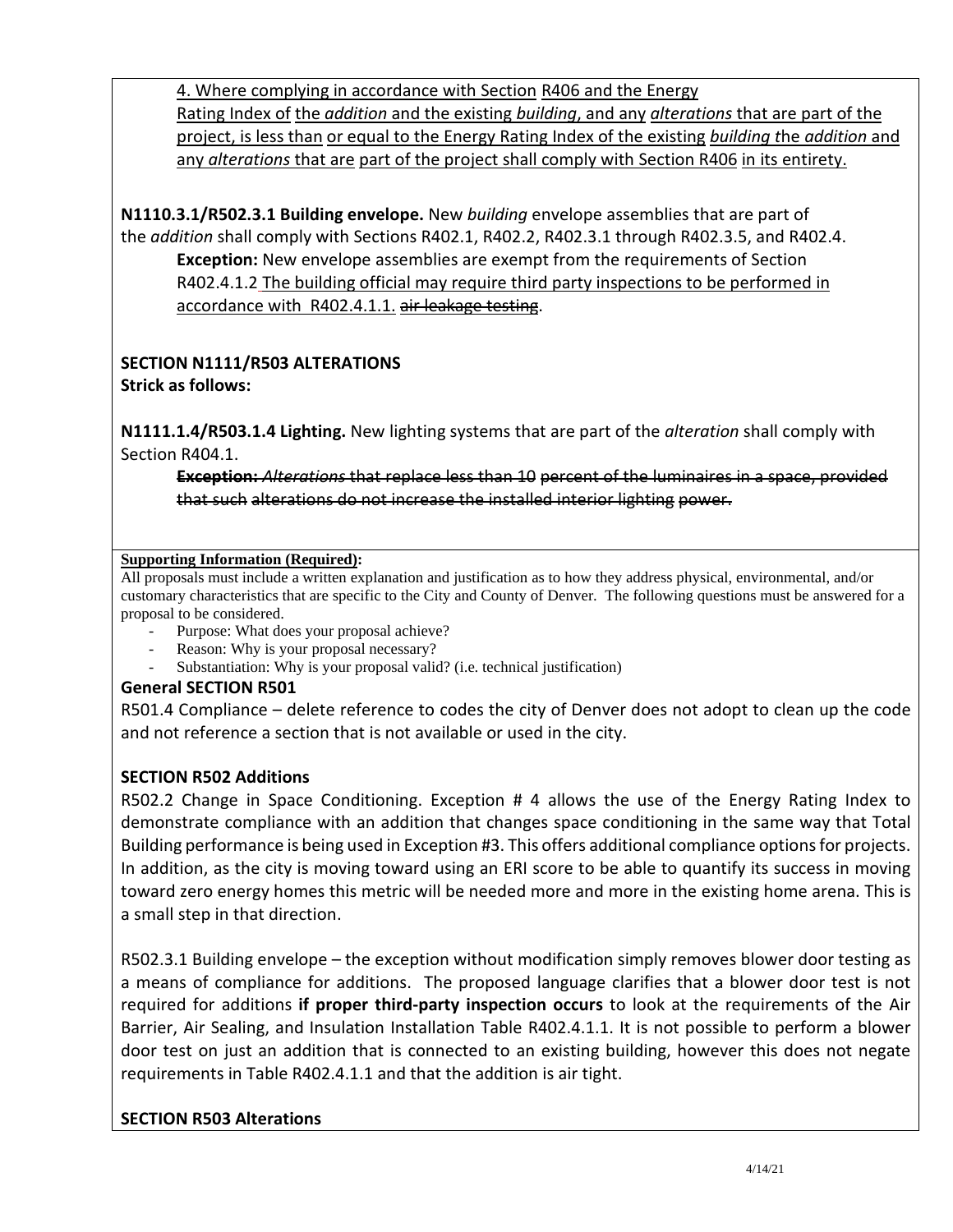4. Where complying in accordance with Section R406 and the Energy Rating Index of the *addition* and the existing *building*, and any *alterations* that are part of the project, is less than or equal to the Energy Rating Index of the existing *building t*he *addition* and any *alterations* that are part of the project shall comply with Section R406 in its entirety.

**N1110.3.1/R502.3.1 Building envelope.** New *building* envelope assemblies that are part of the *addition* shall comply with Sections R402.1, R402.2, R402.3.1 through R402.3.5, and R402.4.

> **Exception:** New envelope assemblies are exempt from the requirements of Section R402.4.1.2 The building official may require third party inspections to be performed in accordance with R402.4.1.1. ~~air leakage testing~~.

**SECTION N1111/R503 ALTERATIONS**
**Strick as follows:**

**N1111.1.4/R503.1.4 Lighting.** New lighting systems that are part of the *alteration* shall comply with Section R404.1.

> ~~**Exception:** *Alterations* that replace less than 10 percent of the luminaires in a space, provided that such alterations do not increase the installed interior lighting power.~~

**Supporting Information (Required):**

All proposals must include a written explanation and justification as to how they address physical, environmental, and/or customary characteristics that are specific to the City and County of Denver. The following questions must be answered for a proposal to be considered.

- Purpose: What does your proposal achieve?
- Reason: Why is your proposal necessary?
- Substantiation: Why is your proposal valid? (i.e. technical justification)

**General SECTION R501**

R501.4 Compliance – delete reference to codes the city of Denver does not adopt to clean up the code and not reference a section that is not available or used in the city.

**SECTION R502 Additions**

R502.2 Change in Space Conditioning. Exception # 4 allows the use of the Energy Rating Index to demonstrate compliance with an addition that changes space conditioning in the same way that Total Building performance is being used in Exception #3. This offers additional compliance options for projects. In addition, as the city is moving toward using an ERI score to be able to quantify its success in moving toward zero energy homes this metric will be needed more and more in the existing home arena. This is a small step in that direction.

R502.3.1 Building envelope – the exception without modification simply removes blower door testing as a means of compliance for additions. The proposed language clarifies that a blower door test is not required for additions **if proper third-party inspection occurs** to look at the requirements of the Air Barrier, Air Sealing, and Insulation Installation Table R402.4.1.1. It is not possible to perform a blower door test on just an addition that is connected to an existing building, however this does not negate requirements in Table R402.4.1.1 and that the addition is air tight.

**SECTION R503 Alterations**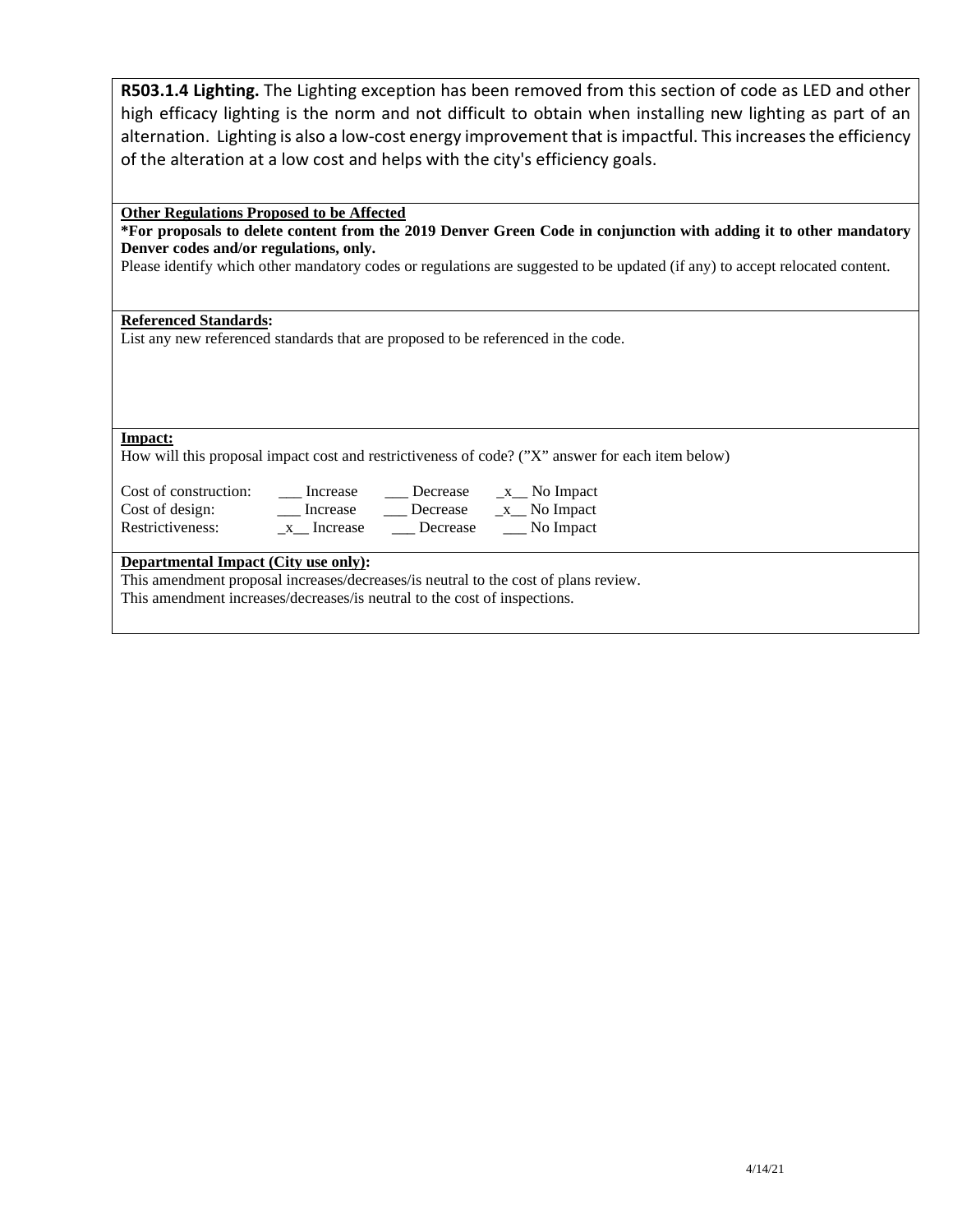**R503.1.4 Lighting.** The Lighting exception has been removed from this section of code as LED and other high efficacy lighting is the norm and not difficult to obtain when installing new lighting as part of an alternation. Lighting is also a low-cost energy improvement that is impactful. This increases the efficiency of the alteration at a low cost and helps with the city's efficiency goals.

**Other Regulations Proposed to be Affected**

**\*For proposals to delete content from the 2019 Denver Green Code in conjunction with adding it to other mandatory Denver codes and/or regulations, only.**

Please identify which other mandatory codes or regulations are suggested to be updated (if any) to accept relocated content.

**Referenced Standards:**

List any new referenced standards that are proposed to be referenced in the code.

**Impact:**

How will this proposal impact cost and restrictiveness of code? ("X" answer for each item below)

| | | | |
|---|---|---|---|
| Cost of construction: | ___ Increase | ___ Decrease | _x__ No Impact |
| Cost of design: | ___ Increase | ___ Decrease | _x__ No Impact |
| Restrictiveness: | _x__ Increase | ___ Decrease | ___ No Impact |

**Departmental Impact (City use only):**

This amendment proposal increases/decreases/is neutral to the cost of plans review.

This amendment increases/decreases/is neutral to the cost of inspections.

4/14/21